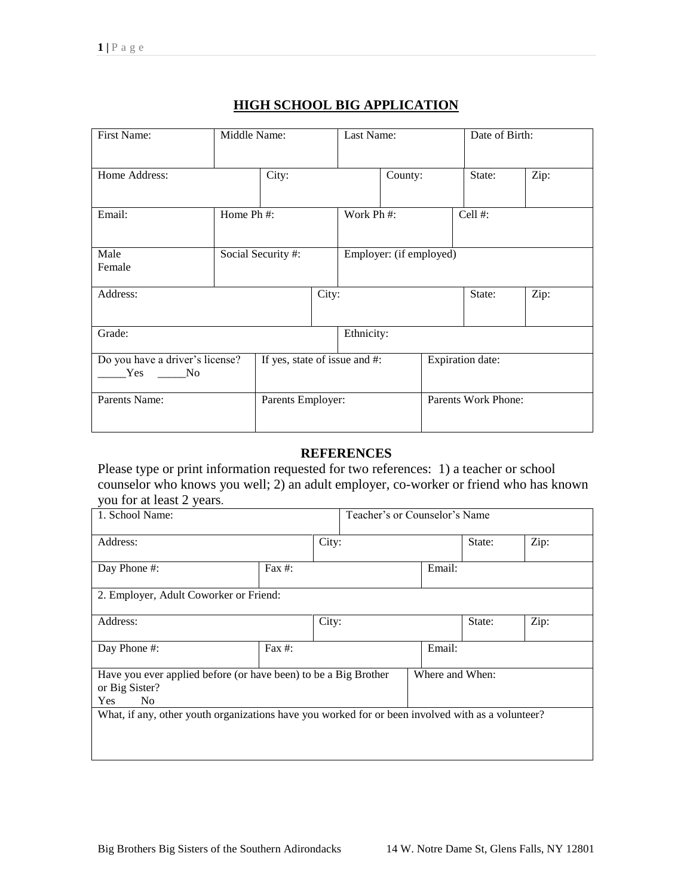# HIGH SCHOOL BIG APPLICATION

| First Name: | Middle Name: | Last Name: | Date of Birth: |
|---|---|---|---|

| Home Address: | City: | County: | State: | Zip: |
|---|---|---|---|---|

| Email: | Home Ph #: | Work Ph #: | Cell #: |
|---|---|---|---|

| Male<br>Female | Social Security #: | Employer: (if employed) |
|---|---|---|

| Address: | City: | State: | Zip: |
|---|---|---|---|

| Grade: | Ethnicity: |
|---|---|

| Do you have a driver's license?<br>_____Yes _____No | If yes, state of issue and #: | Expiration date: |
|---|---|---|

| Parents Name: | Parents Employer: | Parents Work Phone: |
|---|---|---|

## REFERENCES

Please type or print information requested for two references: 1) a teacher or school counselor who knows you well; 2) an adult employer, co-worker or friend who has known you for at least 2 years.

| 1. School Name: | Teacher's or Counselor's Name |
|---|---|

| Address: | City: | State: | Zip: |
|---|---|---|---|

| Day Phone #: | Fax #: | Email: |
|---|---|---|

| 2. Employer, Adult Coworker or Friend: |
|---|

| Address: | City: | State: | Zip: |
|---|---|---|---|

| Day Phone #: | Fax #: | Email: |
|---|---|---|

| Have you ever applied before (or have been) to be a Big Brother or Big Sister?<br>Yes No | Where and When: |
|---|---|

| What, if any, other youth organizations have you worked for or been involved with as a volunteer? |
|---|

Big Brothers Big Sisters of the Southern Adirondacks 14 W. Notre Dame St, Glens Falls, NY 12801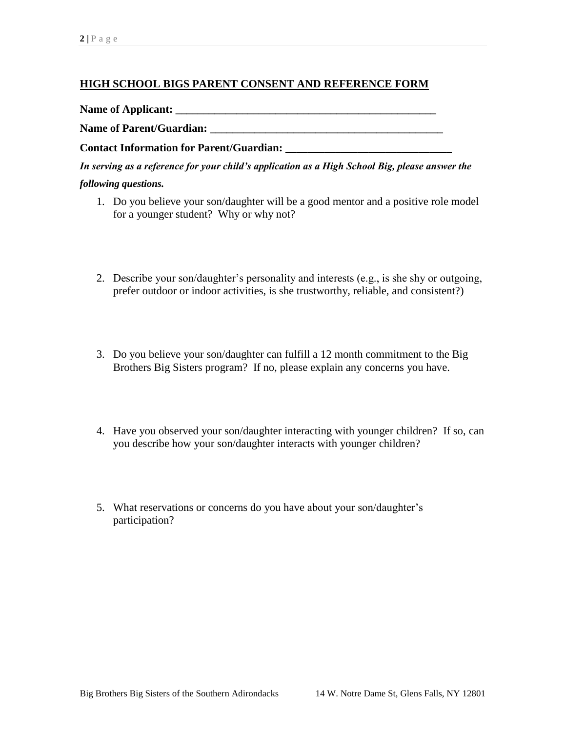## HIGH SCHOOL BIGS PARENT CONSENT AND REFERENCE FORM

**Name of Applicant: ______________________________________________**

**Name of Parent/Guardian: ________________________________________**

**Contact Information for Parent/Guardian: ____________________________**

***In serving as a reference for your child's application as a High School Big, please answer the following questions.***

1. Do you believe your son/daughter will be a good mentor and a positive role model for a younger student? Why or why not?

2. Describe your son/daughter's personality and interests (e.g., is she shy or outgoing, prefer outdoor or indoor activities, is she trustworthy, reliable, and consistent?)

3. Do you believe your son/daughter can fulfill a 12 month commitment to the Big Brothers Big Sisters program? If no, please explain any concerns you have.

4. Have you observed your son/daughter interacting with younger children? If so, can you describe how your son/daughter interacts with younger children?

5. What reservations or concerns do you have about your son/daughter's participation?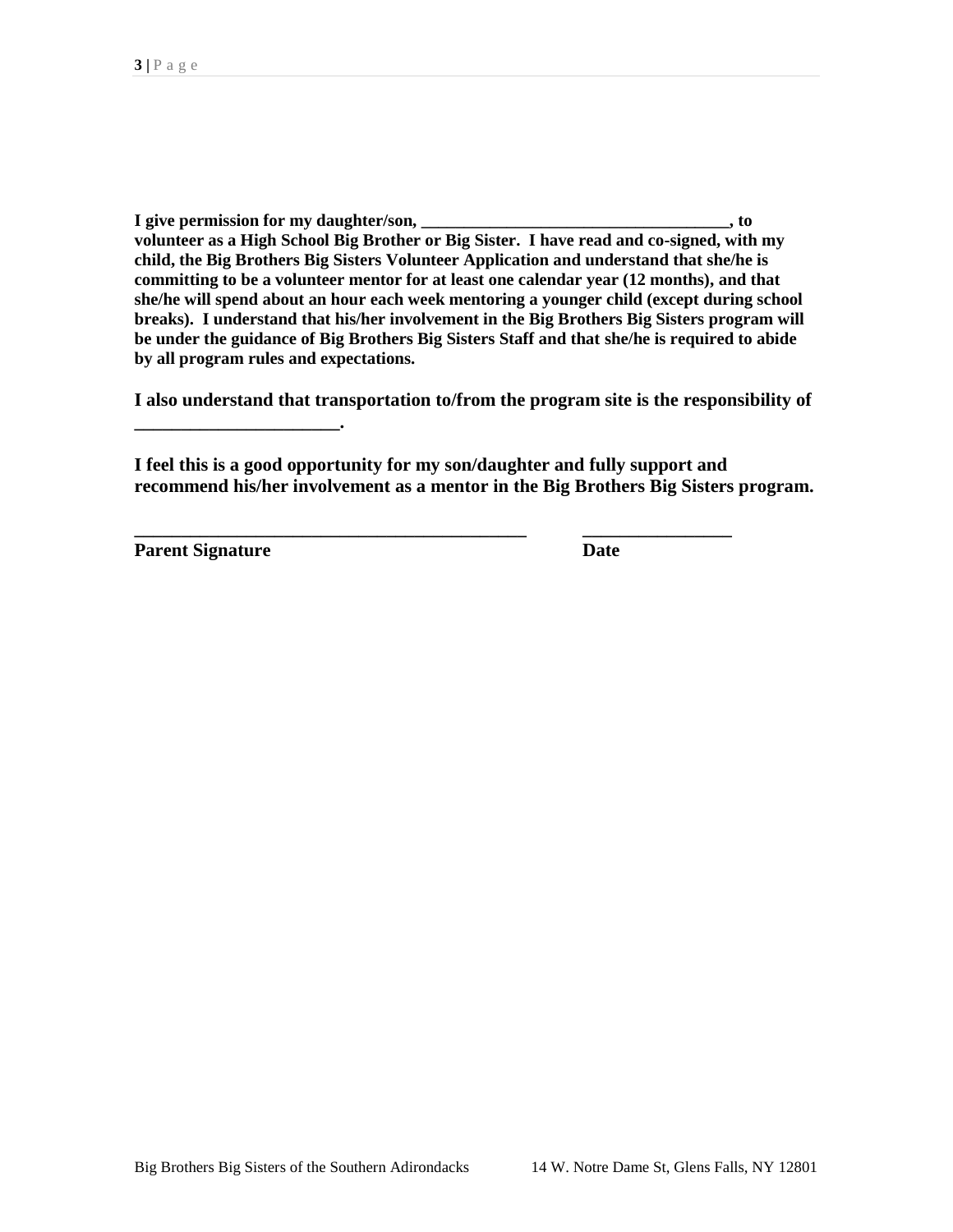**I give permission for my daughter/son, ____________________________________, to volunteer as a High School Big Brother or Big Sister. I have read and co-signed, with my child, the Big Brothers Big Sisters Volunteer Application and understand that she/he is committing to be a volunteer mentor for at least one calendar year (12 months), and that she/he will spend about an hour each week mentoring a younger child (except during school breaks). I understand that his/her involvement in the Big Brothers Big Sisters program will be under the guidance of Big Brothers Big Sisters Staff and that she/he is required to abide by all program rules and expectations.**

**I also understand that transportation to/from the program site is the responsibility of ______________________.**

**I feel this is a good opportunity for my son/daughter and fully support and recommend his/her involvement as a mentor in the Big Brothers Big Sisters program.**

**___________________________________________ ________________**

**Parent Signature Date**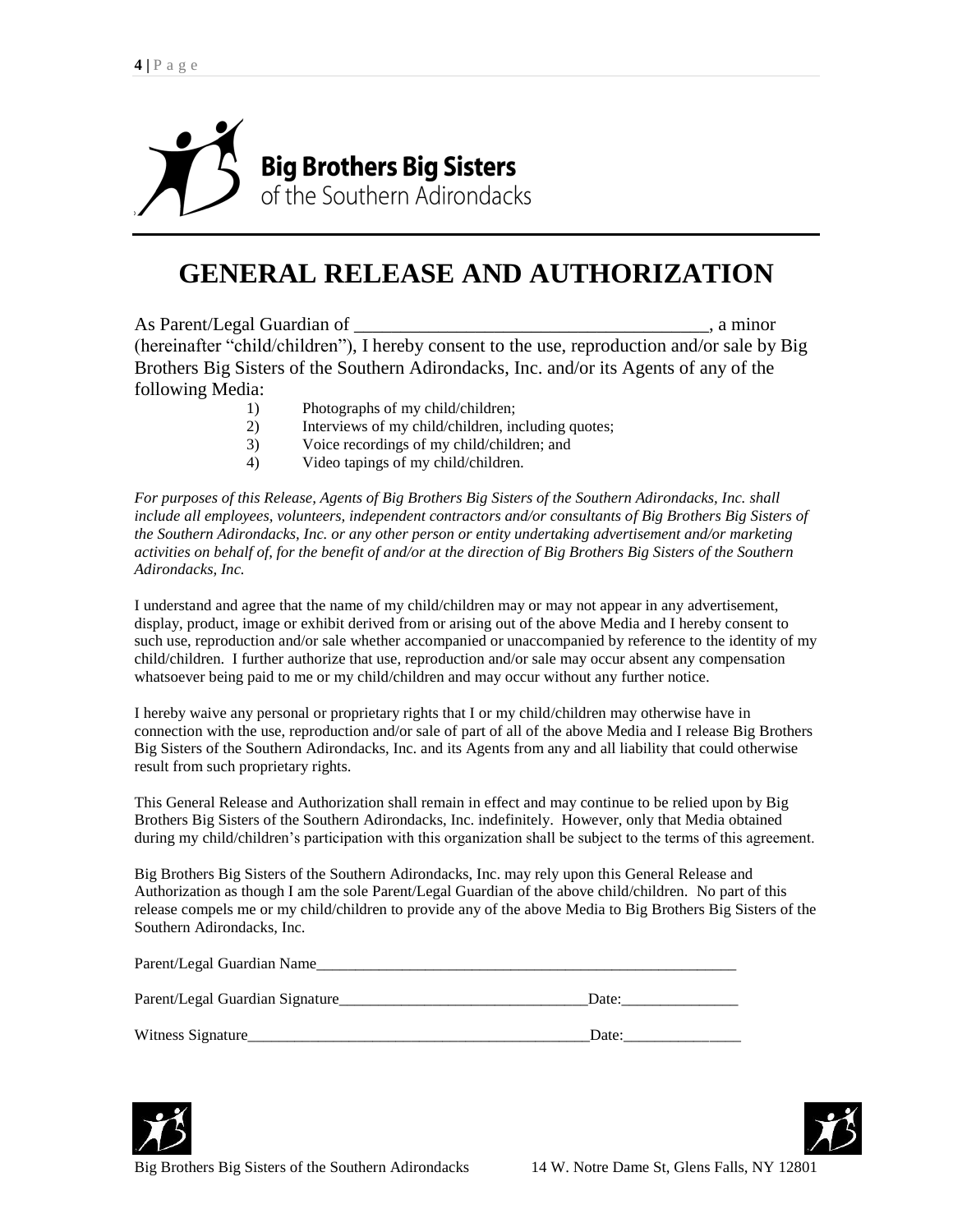Big Brothers Big Sisters
of the Southern Adirondacks

# GENERAL RELEASE AND AUTHORIZATION

As Parent/Legal Guardian of _____________________________________, a minor (hereinafter "child/children"), I hereby consent to the use, reproduction and/or sale by Big Brothers Big Sisters of the Southern Adirondacks, Inc. and/or its Agents of any of the following Media:

1) Photographs of my child/children;
2) Interviews of my child/children, including quotes;
3) Voice recordings of my child/children; and
4) Video tapings of my child/children.

*For purposes of this Release, Agents of Big Brothers Big Sisters of the Southern Adirondacks, Inc. shall include all employees, volunteers, independent contractors and/or consultants of Big Brothers Big Sisters of the Southern Adirondacks, Inc. or any other person or entity undertaking advertisement and/or marketing activities on behalf of, for the benefit of and/or at the direction of Big Brothers Big Sisters of the Southern Adirondacks, Inc.*

I understand and agree that the name of my child/children may or may not appear in any advertisement, display, product, image or exhibit derived from or arising out of the above Media and I hereby consent to such use, reproduction and/or sale whether accompanied or unaccompanied by reference to the identity of my child/children. I further authorize that use, reproduction and/or sale may occur absent any compensation whatsoever being paid to me or my child/children and may occur without any further notice.

I hereby waive any personal or proprietary rights that I or my child/children may otherwise have in connection with the use, reproduction and/or sale of part of all of the above Media and I release Big Brothers Big Sisters of the Southern Adirondacks, Inc. and its Agents from any and all liability that could otherwise result from such proprietary rights.

This General Release and Authorization shall remain in effect and may continue to be relied upon by Big Brothers Big Sisters of the Southern Adirondacks, Inc. indefinitely. However, only that Media obtained during my child/children's participation with this organization shall be subject to the terms of this agreement.

Big Brothers Big Sisters of the Southern Adirondacks, Inc. may rely upon this General Release and Authorization as though I am the sole Parent/Legal Guardian of the above child/children. No part of this release compels me or my child/children to provide any of the above Media to Big Brothers Big Sisters of the Southern Adirondacks, Inc.

Parent/Legal Guardian Name_______________________________________________________

Parent/Legal Guardian Signature________________________________Date:_______________

Witness Signature____________________________________________Date:_______________

Big Brothers Big Sisters of the Southern Adirondacks 14 W. Notre Dame St, Glens Falls, NY 12801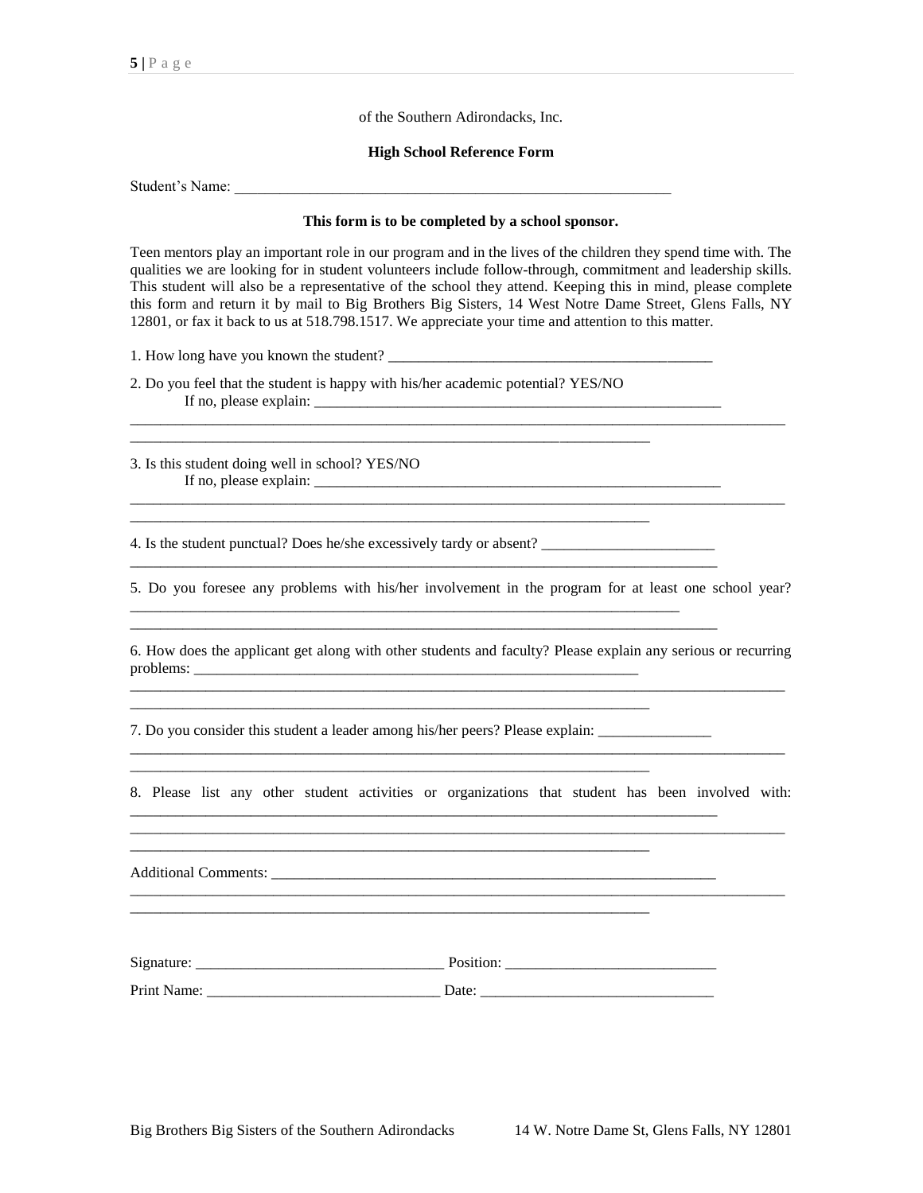of the Southern Adirondacks, Inc.

**High School Reference Form**

Student's Name: ___________________________________________________________

**This form is to be completed by a school sponsor.**

Teen mentors play an important role in our program and in the lives of the children they spend time with. The qualities we are looking for in student volunteers include follow-through, commitment and leadership skills. This student will also be a representative of the school they attend. Keeping this in mind, please complete this form and return it by mail to Big Brothers Big Sisters, 14 West Notre Dame Street, Glens Falls, NY 12801, or fax it back to us at 518.798.1517. We appreciate your time and attention to this matter.

1. How long have you known the student? ____________________________________________

2. Do you feel that the student is happy with his/her academic potential? YES/NO
   If no, please explain: _________________________________________________________
_____________________________________________________________________________________
______________________________________________________________________

3. Is this student doing well in school? YES/NO
   If no, please explain: _________________________________________________________
_____________________________________________________________________________________
______________________________________________________________________

4. Is the student punctual? Does he/she excessively tardy or absent? _______________________
______________________________________________________________________________

5. Do you foresee any problems with his/her involvement in the program for at least one school year? ___________________________________________________________________________
______________________________________________________________________________

6. How does the applicant get along with other students and faculty? Please explain any serious or recurring problems: ____________________________________________________________
_____________________________________________________________________________________
______________________________________________________________________

7. Do you consider this student a leader among his/her peers? Please explain: _______________
_____________________________________________________________________________________
______________________________________________________________________

8. Please list any other student activities or organizations that student has been involved with: ______________________________________________________________________________
_____________________________________________________________________________________
______________________________________________________________________

Additional Comments: _______________________________________________________________
_____________________________________________________________________________________
______________________________________________________________________

Signature: _________________________________ Position: ____________________________

Print Name: _______________________________ Date: _______________________________